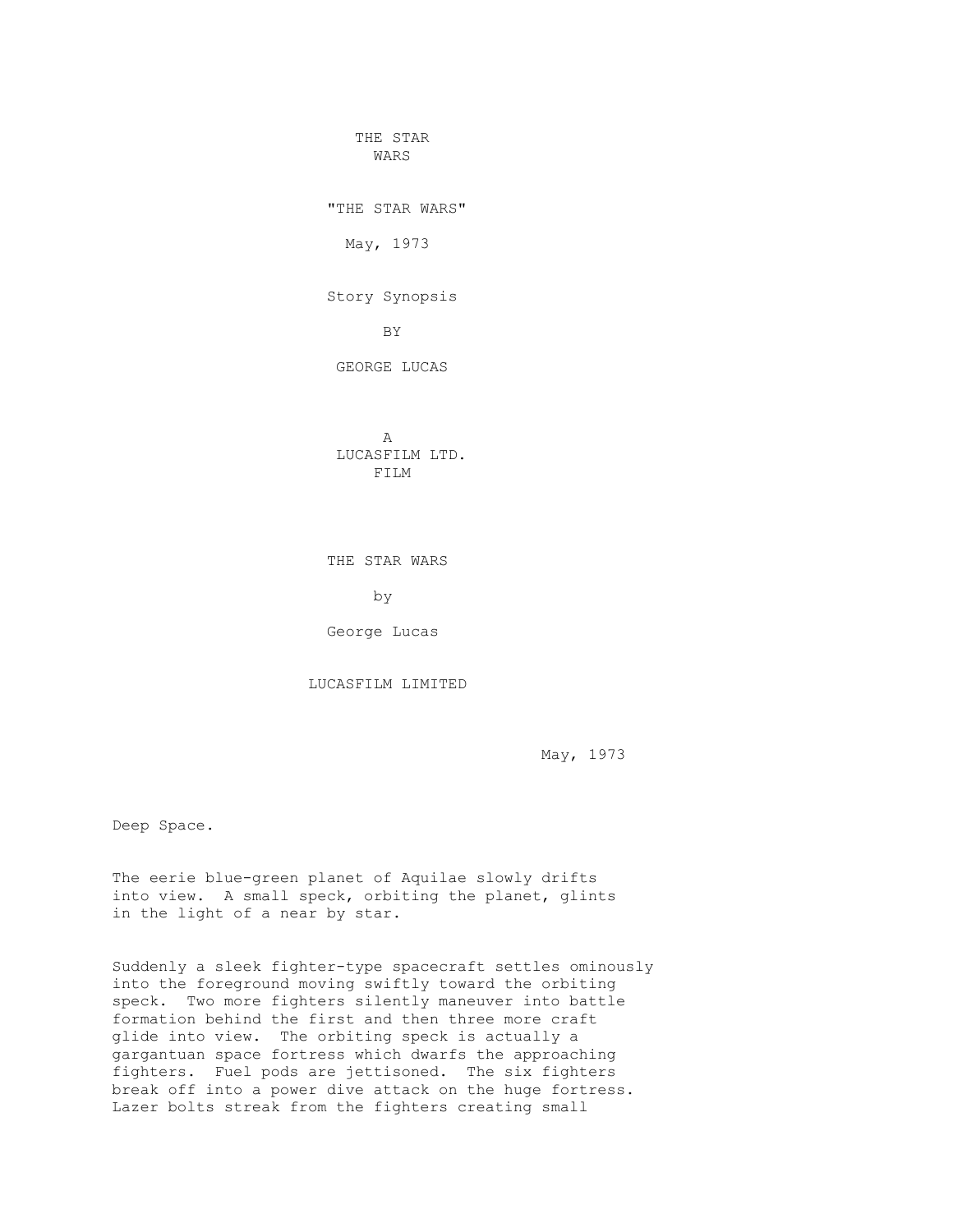THE STAR
WARS

"THE STAR WARS"

May, 1973

Story Synopsis

BY

GEORGE LUCAS

A
LUCASFILM LTD.
FILM

THE STAR WARS

by

George Lucas

LUCASFILM LIMITED

May, 1973

Deep Space.

The eerie blue-green planet of Aquilae slowly drifts into view. A small speck, orbiting the planet, glints in the light of a near by star.

Suddenly a sleek fighter-type spacecraft settles ominously into the foreground moving swiftly toward the orbiting speck. Two more fighters silently maneuver into battle formation behind the first and then three more craft glide into view. The orbiting speck is actually a gargantuan space fortress which dwarfs the approaching fighters. Fuel pods are jettisoned. The six fighters break off into a power dive attack on the huge fortress. Lazer bolts streak from the fighters creating small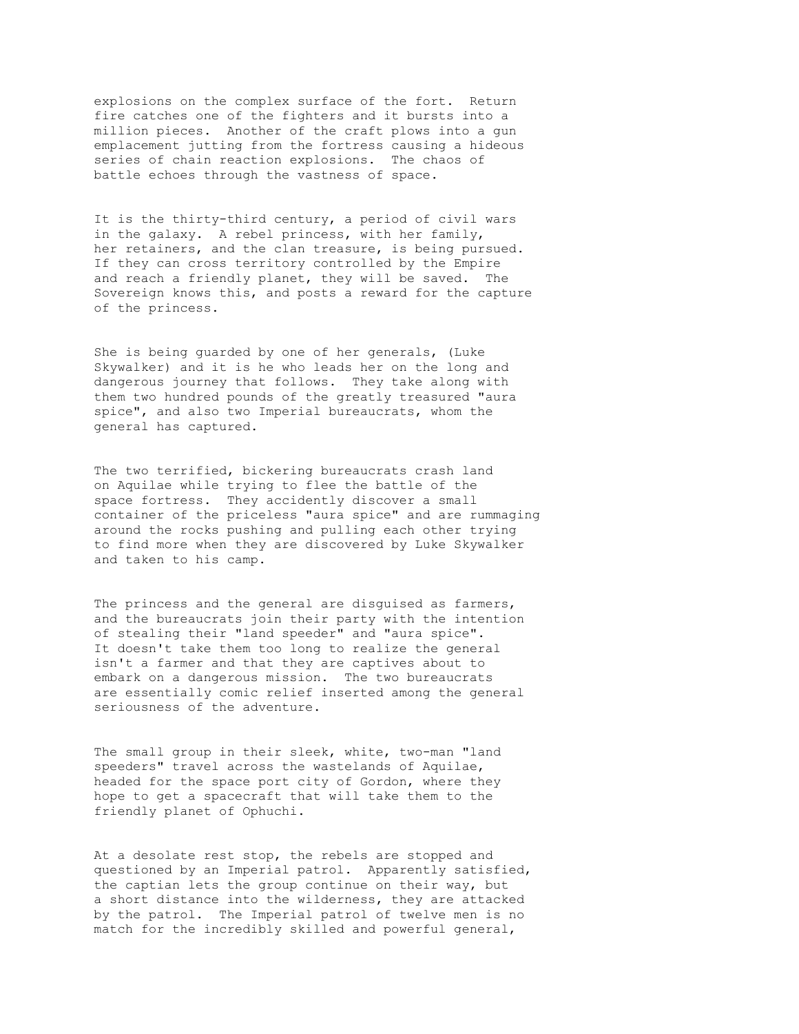explosions on the complex surface of the fort. Return fire catches one of the fighters and it bursts into a million pieces. Another of the craft plows into a gun emplacement jutting from the fortress causing a hideous series of chain reaction explosions. The chaos of battle echoes through the vastness of space.

It is the thirty-third century, a period of civil wars in the galaxy. A rebel princess, with her family, her retainers, and the clan treasure, is being pursued. If they can cross territory controlled by the Empire and reach a friendly planet, they will be saved. The Sovereign knows this, and posts a reward for the capture of the princess.

She is being guarded by one of her generals, (Luke Skywalker) and it is he who leads her on the long and dangerous journey that follows. They take along with them two hundred pounds of the greatly treasured "aura spice", and also two Imperial bureaucrats, whom the general has captured.

The two terrified, bickering bureaucrats crash land on Aquilae while trying to flee the battle of the space fortress. They accidently discover a small container of the priceless "aura spice" and are rummaging around the rocks pushing and pulling each other trying to find more when they are discovered by Luke Skywalker and taken to his camp.

The princess and the general are disguised as farmers, and the bureaucrats join their party with the intention of stealing their "land speeder" and "aura spice". It doesn't take them too long to realize the general isn't a farmer and that they are captives about to embark on a dangerous mission. The two bureaucrats are essentially comic relief inserted among the general seriousness of the adventure.

The small group in their sleek, white, two-man "land speeders" travel across the wastelands of Aquilae, headed for the space port city of Gordon, where they hope to get a spacecraft that will take them to the friendly planet of Ophuchi.

At a desolate rest stop, the rebels are stopped and questioned by an Imperial patrol. Apparently satisfied, the captian lets the group continue on their way, but a short distance into the wilderness, they are attacked by the patrol. The Imperial patrol of twelve men is no match for the incredibly skilled and powerful general,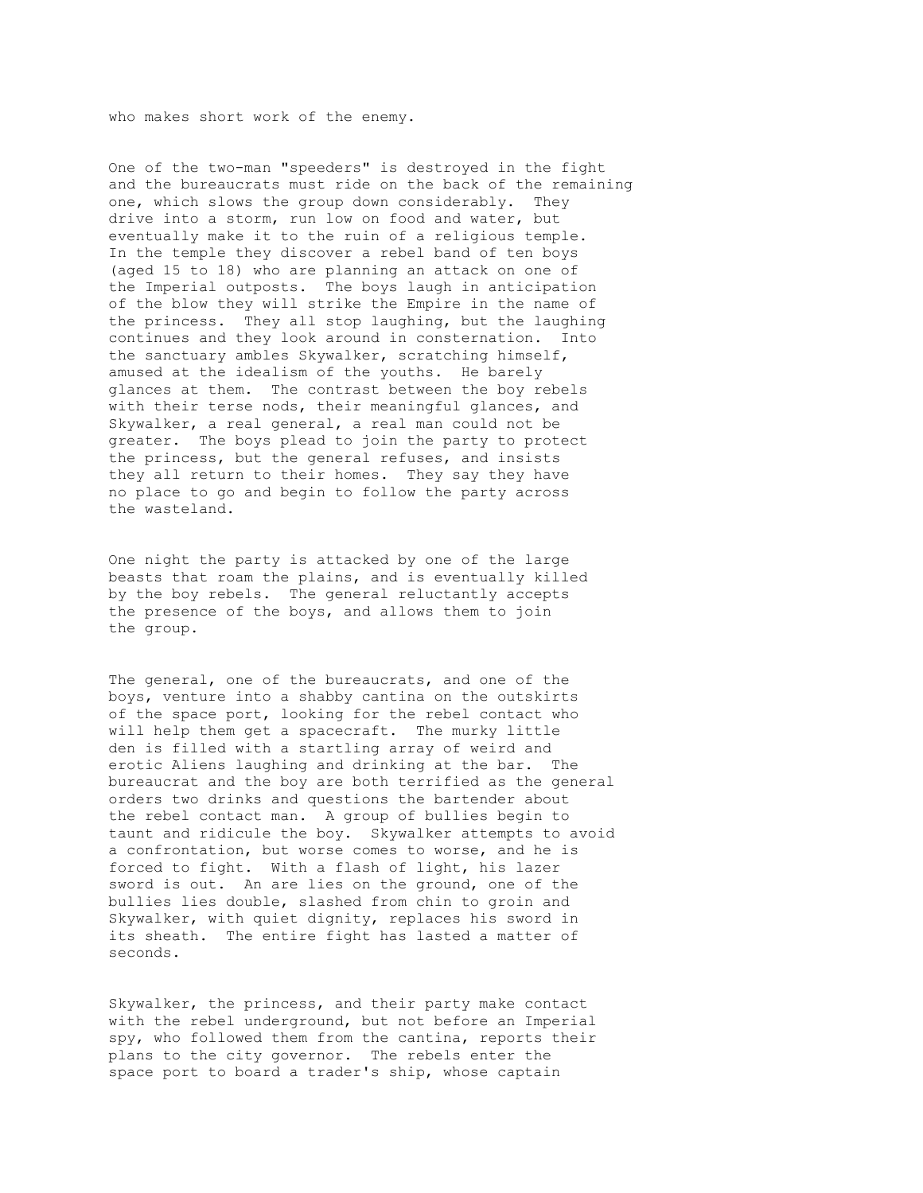who makes short work of the enemy.

One of the two-man "speeders" is destroyed in the fight and the bureaucrats must ride on the back of the remaining one, which slows the group down considerably. They drive into a storm, run low on food and water, but eventually make it to the ruin of a religious temple. In the temple they discover a rebel band of ten boys (aged 15 to 18) who are planning an attack on one of the Imperial outposts. The boys laugh in anticipation of the blow they will strike the Empire in the name of the princess. They all stop laughing, but the laughing continues and they look around in consternation. Into the sanctuary ambles Skywalker, scratching himself, amused at the idealism of the youths. He barely glances at them. The contrast between the boy rebels with their terse nods, their meaningful glances, and Skywalker, a real general, a real man could not be greater. The boys plead to join the party to protect the princess, but the general refuses, and insists they all return to their homes. They say they have no place to go and begin to follow the party across the wasteland.

One night the party is attacked by one of the large beasts that roam the plains, and is eventually killed by the boy rebels. The general reluctantly accepts the presence of the boys, and allows them to join the group.

The general, one of the bureaucrats, and one of the boys, venture into a shabby cantina on the outskirts of the space port, looking for the rebel contact who will help them get a spacecraft. The murky little den is filled with a startling array of weird and erotic Aliens laughing and drinking at the bar. The bureaucrat and the boy are both terrified as the general orders two drinks and questions the bartender about the rebel contact man. A group of bullies begin to taunt and ridicule the boy. Skywalker attempts to avoid a confrontation, but worse comes to worse, and he is forced to fight. With a flash of light, his lazer sword is out. An are lies on the ground, one of the bullies lies double, slashed from chin to groin and Skywalker, with quiet dignity, replaces his sword in its sheath. The entire fight has lasted a matter of seconds.

Skywalker, the princess, and their party make contact with the rebel underground, but not before an Imperial spy, who followed them from the cantina, reports their plans to the city governor. The rebels enter the space port to board a trader's ship, whose captain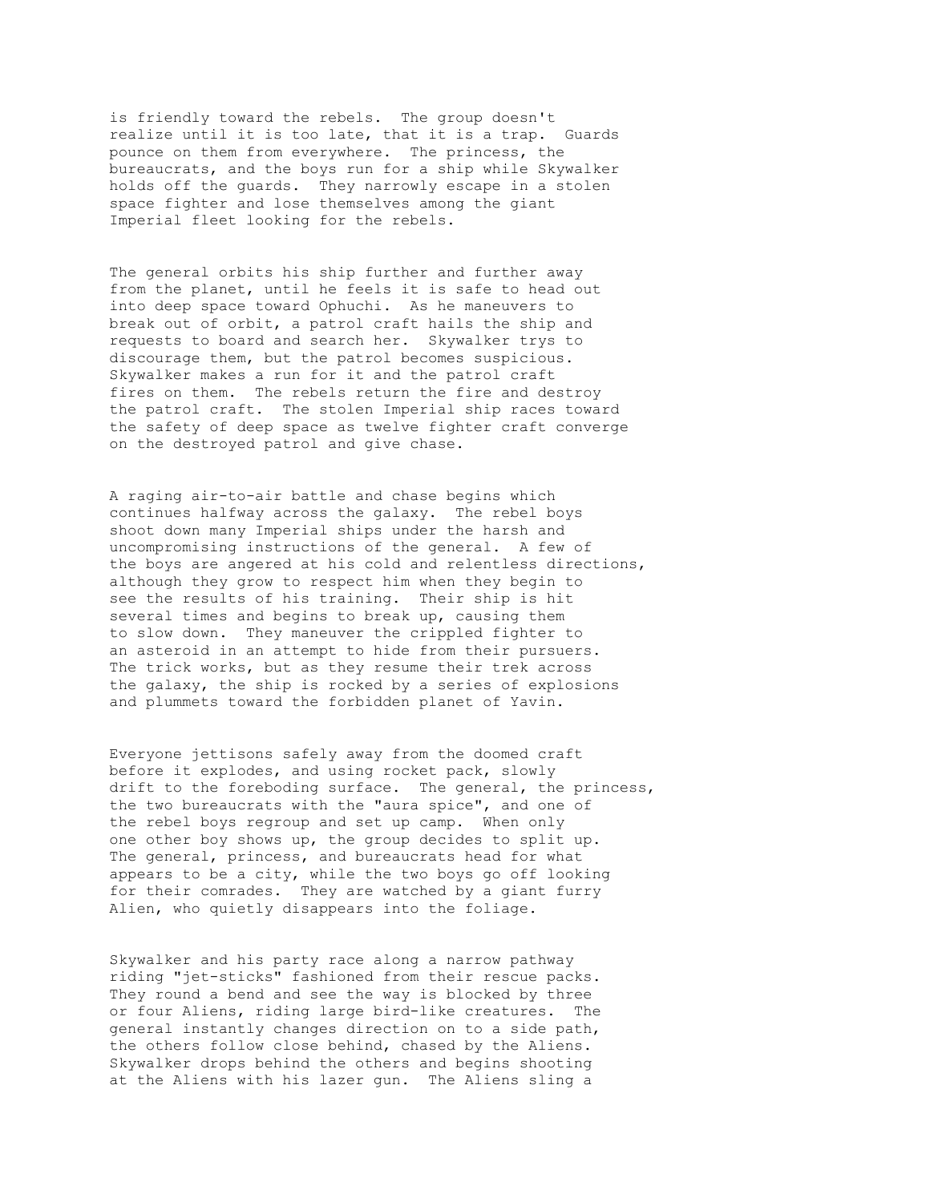is friendly toward the rebels. The group doesn't realize until it is too late, that it is a trap. Guards pounce on them from everywhere. The princess, the bureaucrats, and the boys run for a ship while Skywalker holds off the guards. They narrowly escape in a stolen space fighter and lose themselves among the giant Imperial fleet looking for the rebels.

The general orbits his ship further and further away from the planet, until he feels it is safe to head out into deep space toward Ophuchi. As he maneuvers to break out of orbit, a patrol craft hails the ship and requests to board and search her. Skywalker trys to discourage them, but the patrol becomes suspicious. Skywalker makes a run for it and the patrol craft fires on them. The rebels return the fire and destroy the patrol craft. The stolen Imperial ship races toward the safety of deep space as twelve fighter craft converge on the destroyed patrol and give chase.

A raging air-to-air battle and chase begins which continues halfway across the galaxy. The rebel boys shoot down many Imperial ships under the harsh and uncompromising instructions of the general. A few of the boys are angered at his cold and relentless directions, although they grow to respect him when they begin to see the results of his training. Their ship is hit several times and begins to break up, causing them to slow down. They maneuver the crippled fighter to an asteroid in an attempt to hide from their pursuers. The trick works, but as they resume their trek across the galaxy, the ship is rocked by a series of explosions and plummets toward the forbidden planet of Yavin.

Everyone jettisons safely away from the doomed craft before it explodes, and using rocket pack, slowly drift to the foreboding surface. The general, the princess, the two bureaucrats with the "aura spice", and one of the rebel boys regroup and set up camp. When only one other boy shows up, the group decides to split up. The general, princess, and bureaucrats head for what appears to be a city, while the two boys go off looking for their comrades. They are watched by a giant furry Alien, who quietly disappears into the foliage.

Skywalker and his party race along a narrow pathway riding "jet-sticks" fashioned from their rescue packs. They round a bend and see the way is blocked by three or four Aliens, riding large bird-like creatures. The general instantly changes direction on to a side path, the others follow close behind, chased by the Aliens. Skywalker drops behind the others and begins shooting at the Aliens with his lazer gun. The Aliens sling a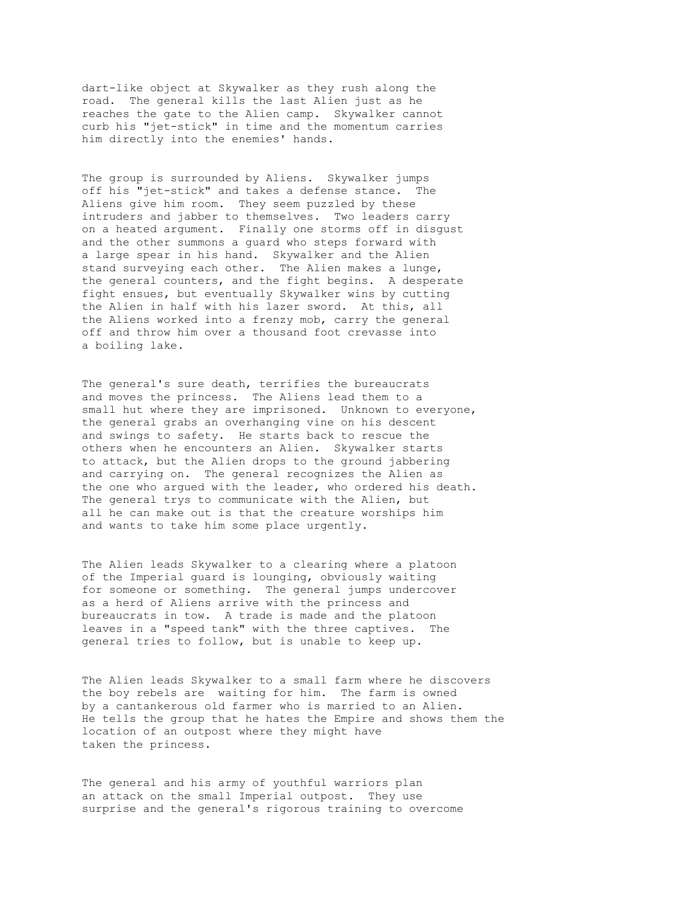dart-like object at Skywalker as they rush along the road. The general kills the last Alien just as he reaches the gate to the Alien camp. Skywalker cannot curb his "jet-stick" in time and the momentum carries him directly into the enemies' hands.

The group is surrounded by Aliens. Skywalker jumps off his "jet-stick" and takes a defense stance. The Aliens give him room. They seem puzzled by these intruders and jabber to themselves. Two leaders carry on a heated argument. Finally one storms off in disgust and the other summons a guard who steps forward with a large spear in his hand. Skywalker and the Alien stand surveying each other. The Alien makes a lunge, the general counters, and the fight begins. A desperate fight ensues, but eventually Skywalker wins by cutting the Alien in half with his lazer sword. At this, all the Aliens worked into a frenzy mob, carry the general off and throw him over a thousand foot crevasse into a boiling lake.

The general's sure death, terrifies the bureaucrats and moves the princess. The Aliens lead them to a small hut where they are imprisoned. Unknown to everyone, the general grabs an overhanging vine on his descent and swings to safety. He starts back to rescue the others when he encounters an Alien. Skywalker starts to attack, but the Alien drops to the ground jabbering and carrying on. The general recognizes the Alien as the one who argued with the leader, who ordered his death. The general trys to communicate with the Alien, but all he can make out is that the creature worships him and wants to take him some place urgently.

The Alien leads Skywalker to a clearing where a platoon of the Imperial guard is lounging, obviously waiting for someone or something. The general jumps undercover as a herd of Aliens arrive with the princess and bureaucrats in tow. A trade is made and the platoon leaves in a "speed tank" with the three captives. The general tries to follow, but is unable to keep up.

The Alien leads Skywalker to a small farm where he discovers the boy rebels are waiting for him. The farm is owned by a cantankerous old farmer who is married to an Alien. He tells the group that he hates the Empire and shows them the location of an outpost where they might have taken the princess.

The general and his army of youthful warriors plan an attack on the small Imperial outpost. They use surprise and the general's rigorous training to overcome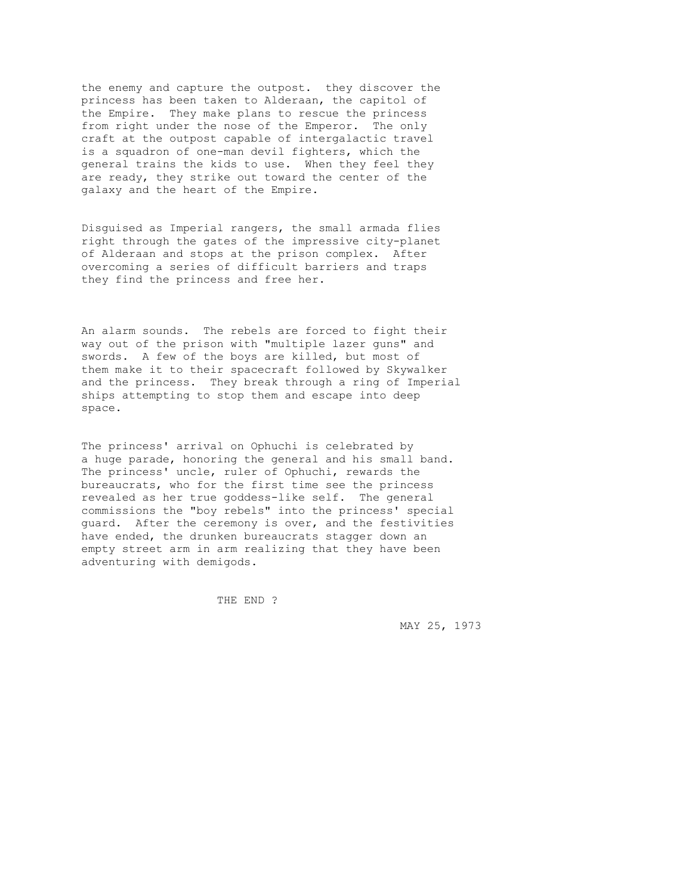the enemy and capture the outpost. they discover the princess has been taken to Alderaan, the capitol of the Empire. They make plans to rescue the princess from right under the nose of the Emperor. The only craft at the outpost capable of intergalactic travel is a squadron of one-man devil fighters, which the general trains the kids to use. When they feel they are ready, they strike out toward the center of the galaxy and the heart of the Empire.

Disguised as Imperial rangers, the small armada flies right through the gates of the impressive city-planet of Alderaan and stops at the prison complex. After overcoming a series of difficult barriers and traps they find the princess and free her.

An alarm sounds. The rebels are forced to fight their way out of the prison with "multiple lazer guns" and swords. A few of the boys are killed, but most of them make it to their spacecraft followed by Skywalker and the princess. They break through a ring of Imperial ships attempting to stop them and escape into deep space.

The princess' arrival on Ophuchi is celebrated by a huge parade, honoring the general and his small band. The princess' uncle, ruler of Ophuchi, rewards the bureaucrats, who for the first time see the princess revealed as her true goddess-like self. The general commissions the "boy rebels" into the princess' special guard. After the ceremony is over, and the festivities have ended, the drunken bureaucrats stagger down an empty street arm in arm realizing that they have been adventuring with demigods.

THE END ?

MAY 25, 1973